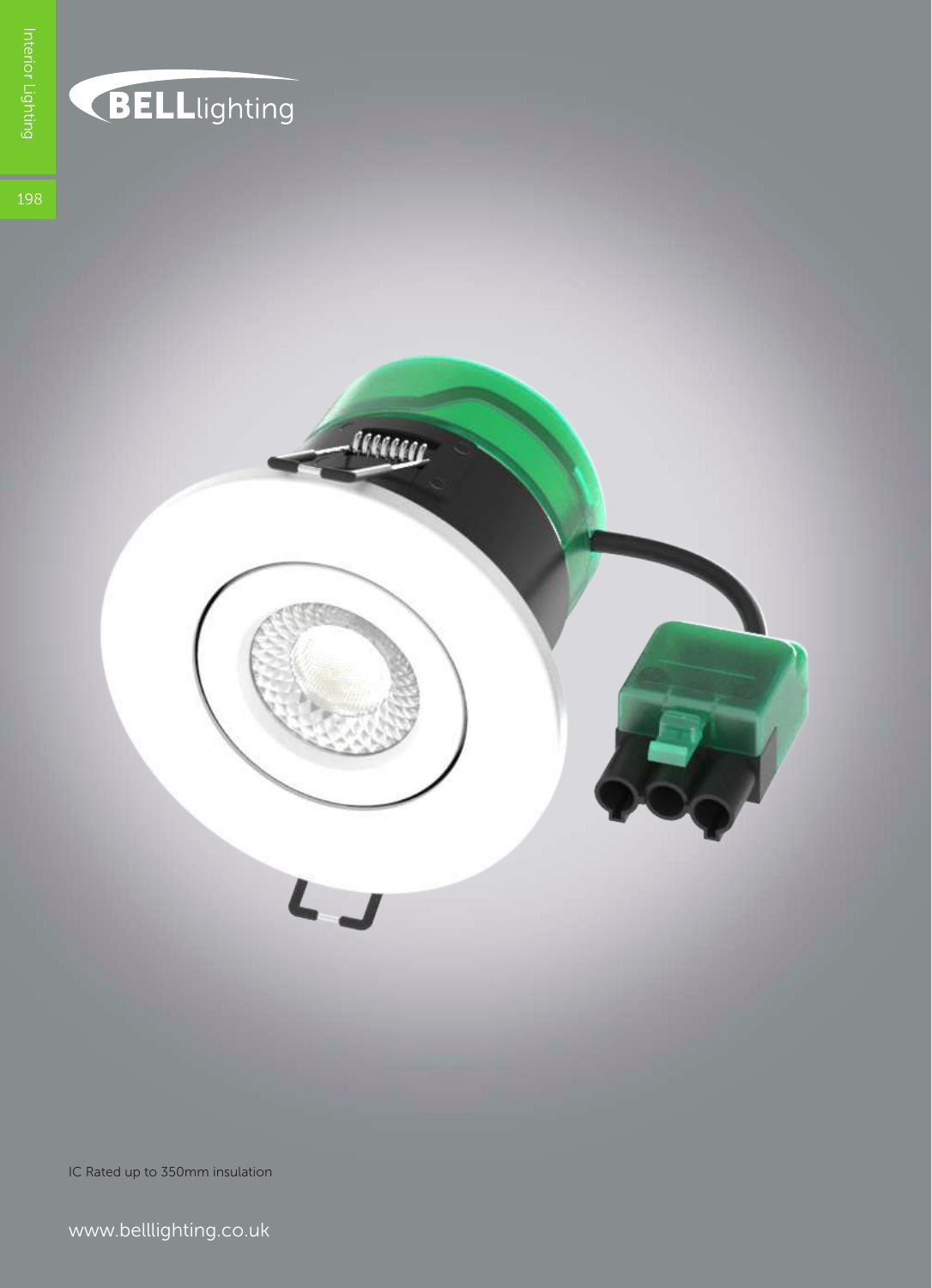BELLlighting

IC Rated up to 350mm insulation

www.belllighting.co.uk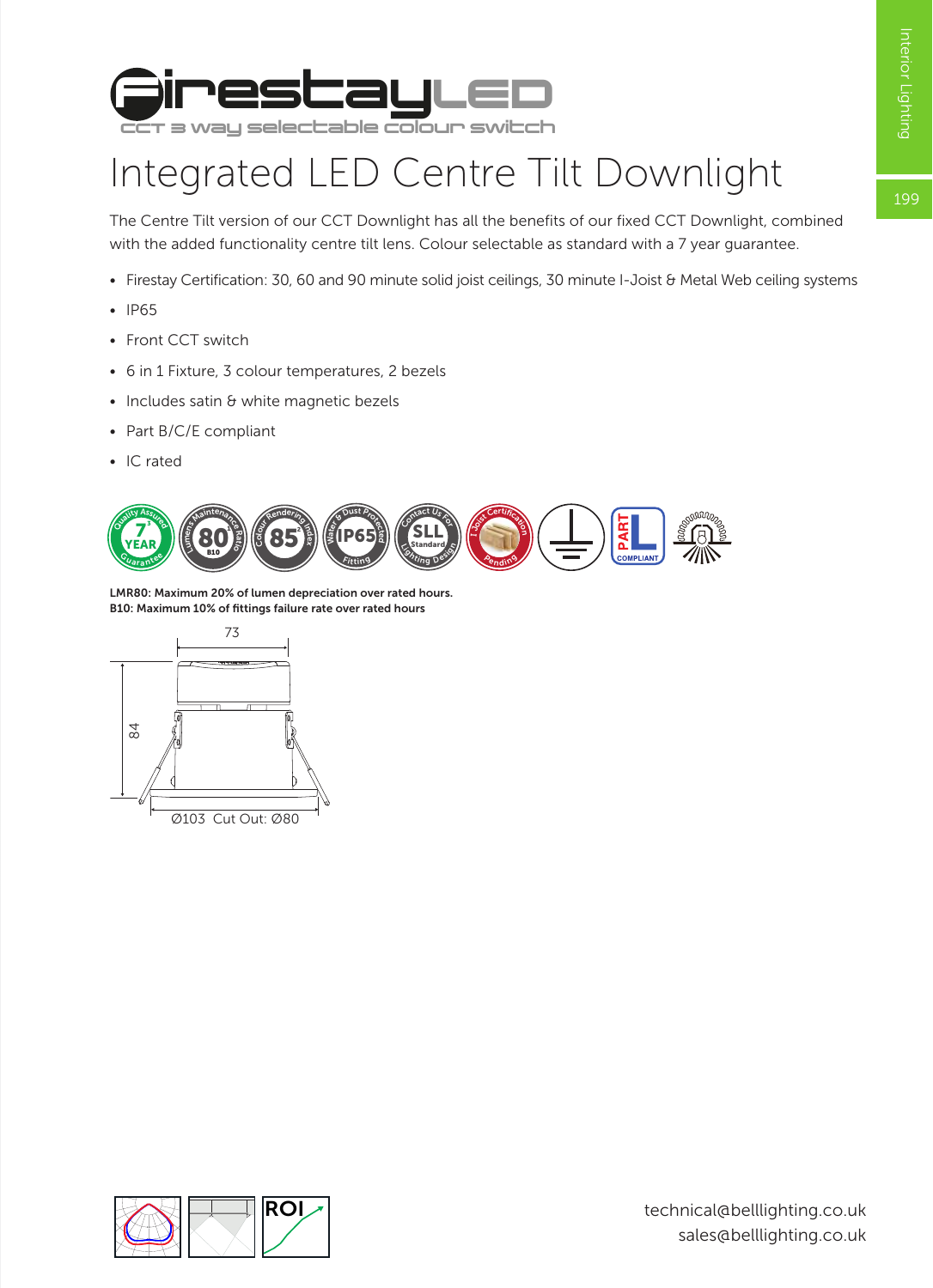# FirestayLED

CCT 3 way selectable colour switch

# Integrated LED Centre Tilt Downlight

The Centre Tilt version of our CCT Downlight has all the benefits of our fixed CCT Downlight, combined with the added functionality centre tilt lens. Colour selectable as standard with a 7 year guarantee.

- Firestay Certification: 30, 60 and 90 minute solid joist ceilings, 30 minute I-Joist & Metal Web ceiling systems
- IP65
- Front CCT switch
- 6 in 1 Fixture, 3 colour temperatures, 2 bezels
- Includes satin & white magnetic bezels
- Part B/C/E compliant
- IC rated

**LMR80: Maximum 20% of lumen depreciation over rated hours.**
**B10: Maximum 10% of fittings failure rate over rated hours**

73

84

Ø103 Cut Out: Ø80

ROI

technical@belllighting.co.uk
sales@belllighting.co.uk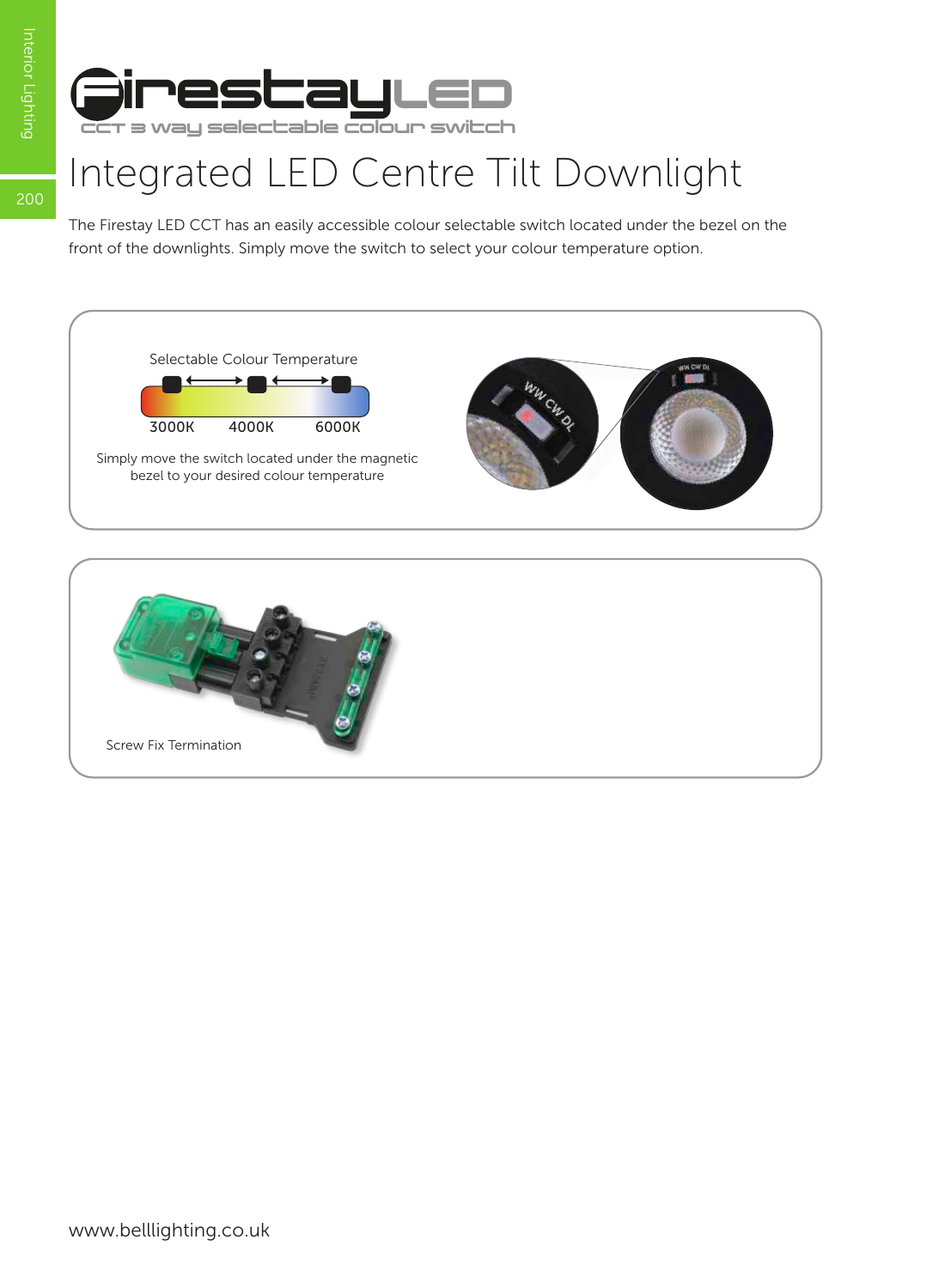# Firestay LED

CCT 3 way selectable colour switch

## Integrated LED Centre Tilt Downlight

The Firestay LED CCT has an easily accessible colour selectable switch located under the bezel on the front of the downlights. Simply move the switch to select your colour temperature option.

Selectable Colour Temperature

3000K 4000K 6000K

Simply move the switch located under the magnetic bezel to your desired colour temperature

Screw Fix Termination

www.belllighting.co.uk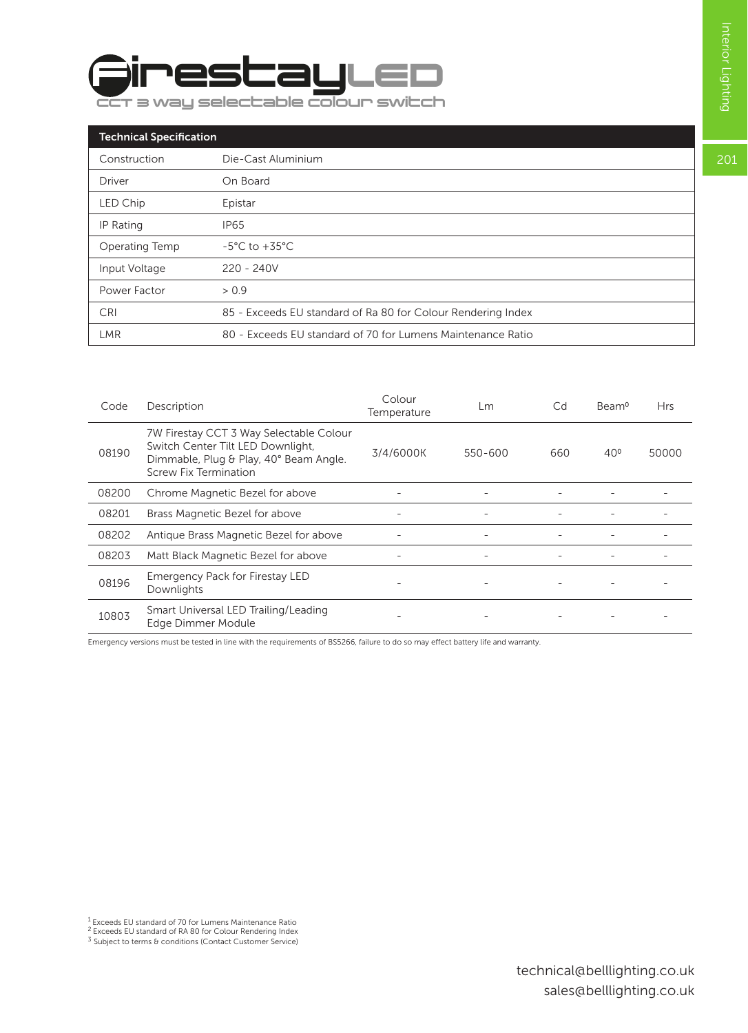# FirestayLED

CCT 3 way selectable colour switch

| Technical Specification | |
|---|---|
| Construction | Die-Cast Aluminium |
| Driver | On Board |
| LED Chip | Epistar |
| IP Rating | IP65 |
| Operating Temp | -5°C to +35°C |
| Input Voltage | 220 - 240V |
| Power Factor | > 0.9 |
| CRI | 85 - Exceeds EU standard of Ra 80 for Colour Rendering Index |
| LMR | 80 - Exceeds EU standard of 70 for Lumens Maintenance Ratio |

| Code | Description | Colour Temperature | Lm | Cd | Beam° | Hrs |
|---|---|---|---|---|---|---|
| 08190 | 7W Firestay CCT 3 Way Selectable Colour Switch Center Tilt LED Downlight, Dimmable, Plug & Play, 40° Beam Angle. Screw Fix Termination | 3/4/6000K | 550-600 | 660 | 40° | 50000 |
| 08200 | Chrome Magnetic Bezel for above | - | - | - | - | - |
| 08201 | Brass Magnetic Bezel for above | - | - | - | - | - |
| 08202 | Antique Brass Magnetic Bezel for above | - | - | - | - | - |
| 08203 | Matt Black Magnetic Bezel for above | - | - | - | - | - |
| 08196 | Emergency Pack for Firestay LED Downlights | - | - | - | - | - |
| 10803 | Smart Universal LED Trailing/Leading Edge Dimmer Module | - | - | - | - | - |

Emergency versions must be tested in line with the requirements of BS5266, failure to do so may effect battery life and warranty.

[1] Exceeds EU standard of 70 for Lumens Maintenance Ratio
[2] Exceeds EU standard of RA 80 for Colour Rendering Index
[3] Subject to terms & conditions (Contact Customer Service)

technical@belllighting.co.uk
sales@belllighting.co.uk